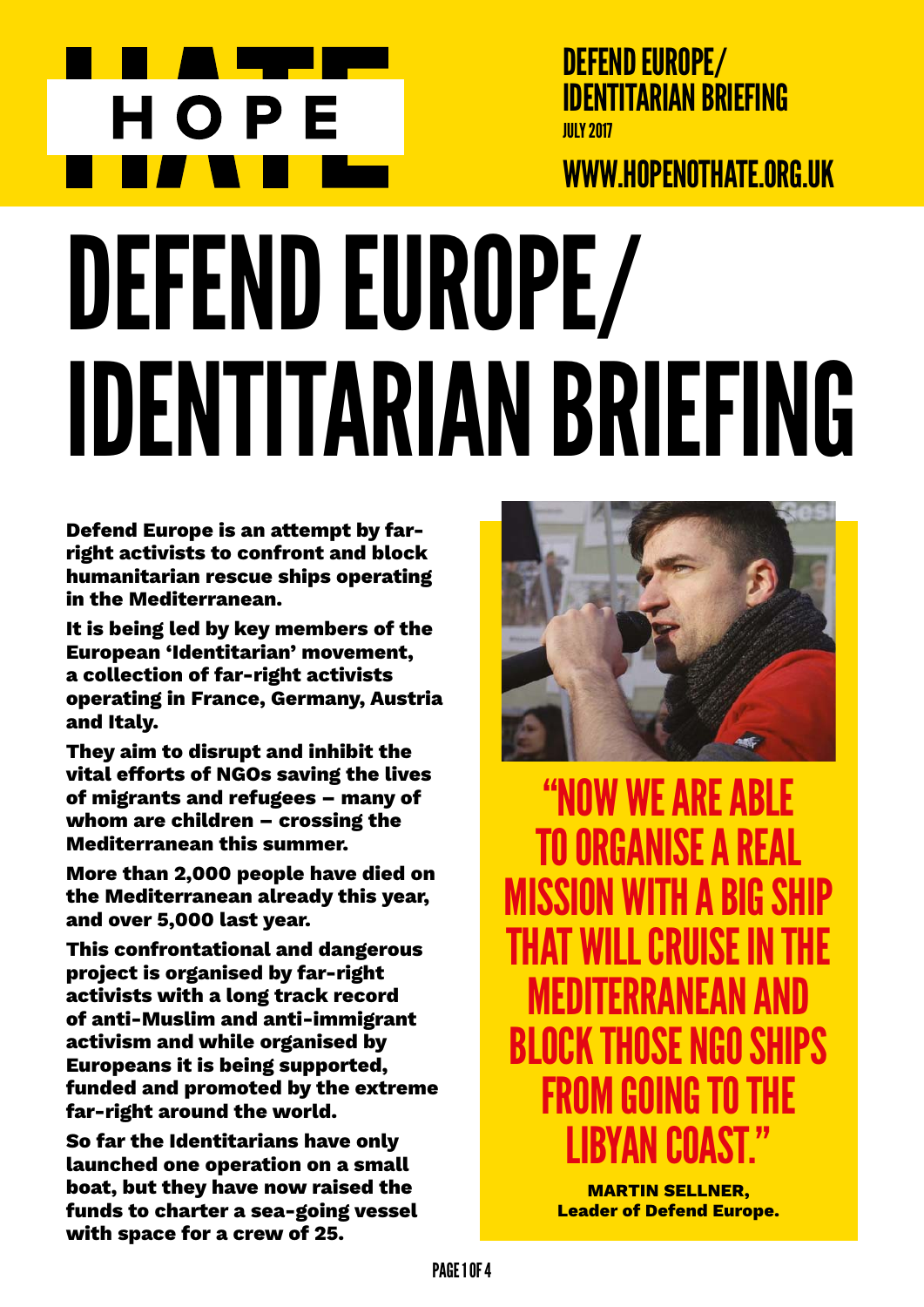HOPE NOT HATE

DEFEND EUROPE/ IDENTITARIAN BRIEFING
JULY 2017

WWW.HOPENOTHATE.ORG.UK

# DEFEND EUROPE/ IDENTITARIAN BRIEFING

**Defend Europe is an attempt by far-right activists to confront and block humanitarian rescue ships operating in the Mediterranean.**

**It is being led by key members of the European 'Identitarian' movement, a collection of far-right activists operating in France, Germany, Austria and Italy.**

**They aim to disrupt and inhibit the vital efforts of NGOs saving the lives of migrants and refugees – many of whom are children – crossing the Mediterranean this summer.**

**More than 2,000 people have died on the Mediterranean already this year, and over 5,000 last year.**

**This confrontational and dangerous project is organised by far-right activists with a long track record of anti-Muslim and anti-immigrant activism and while organised by Europeans it is being supported, funded and promoted by the extreme far-right around the world.**

**So far the Identitarians have only launched one operation on a small boat, but they have now raised the funds to charter a sea-going vessel with space for a crew of 25.**

## "NOW WE ARE ABLE TO ORGANISE A REAL MISSION WITH A BIG SHIP THAT WILL CRUISE IN THE MEDITERRANEAN AND BLOCK THOSE NGO SHIPS FROM GOING TO THE LIBYAN COAST."

**MARTIN SELLNER, Leader of Defend Europe.**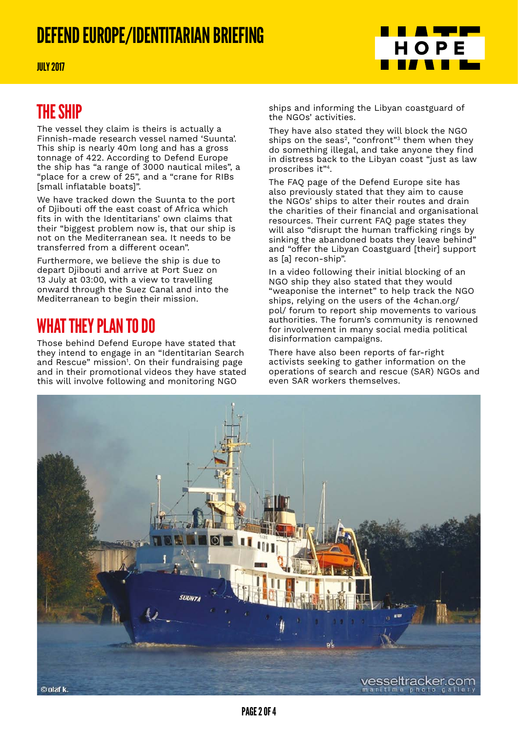## THE SHIP

The vessel they claim is theirs is actually a Finnish-made research vessel named 'Suunta'. This ship is nearly 40m long and has a gross tonnage of 422. According to Defend Europe the ship has "a range of 3000 nautical miles", a "place for a crew of 25", and a "crane for RIBs [small inflatable boats]".

We have tracked down the Suunta to the port of Djibouti off the east coast of Africa which fits in with the Identitarians' own claims that their "biggest problem now is, that our ship is not on the Mediterranean sea. It needs to be transferred from a different ocean".

Furthermore, we believe the ship is due to depart Djibouti and arrive at Port Suez on 13 July at 03:00, with a view to travelling onward through the Suez Canal and into the Mediterranean to begin their mission.

## WHAT THEY PLAN TO DO

Those behind Defend Europe have stated that they intend to engage in an "Identitarian Search and Rescue" mission[1]. On their fundraising page and in their promotional videos they have stated this will involve following and monitoring NGO ships and informing the Libyan coastguard of the NGOs' activities.

They have also stated they will block the NGO ships on the seas[2], "confront"[3] them when they do something illegal, and take anyone they find in distress back to the Libyan coast "just as law proscribes it"[4].

The FAQ page of the Defend Europe site has also previously stated that they aim to cause the NGOs' ships to alter their routes and drain the charities of their financial and organisational resources. Their current FAQ page states they will also "disrupt the human trafficking rings by sinking the abandoned boats they leave behind" and "offer the Libyan Coastguard [their] support as [a] recon-ship".

In a video following their initial blocking of an NGO ship they also stated that they would "weaponise the internet" to help track the NGO ships, relying on the users of the 4chan.org/pol/ forum to report ship movements to various authorities. The forum's community is renowned for involvement in many social media political disinformation campaigns.

There have also been reports of far-right activists seeking to gather information on the operations of search and rescue (SAR) NGOs and even SAR workers themselves.

©olaf k. vesseltracker.com maritime photo gallery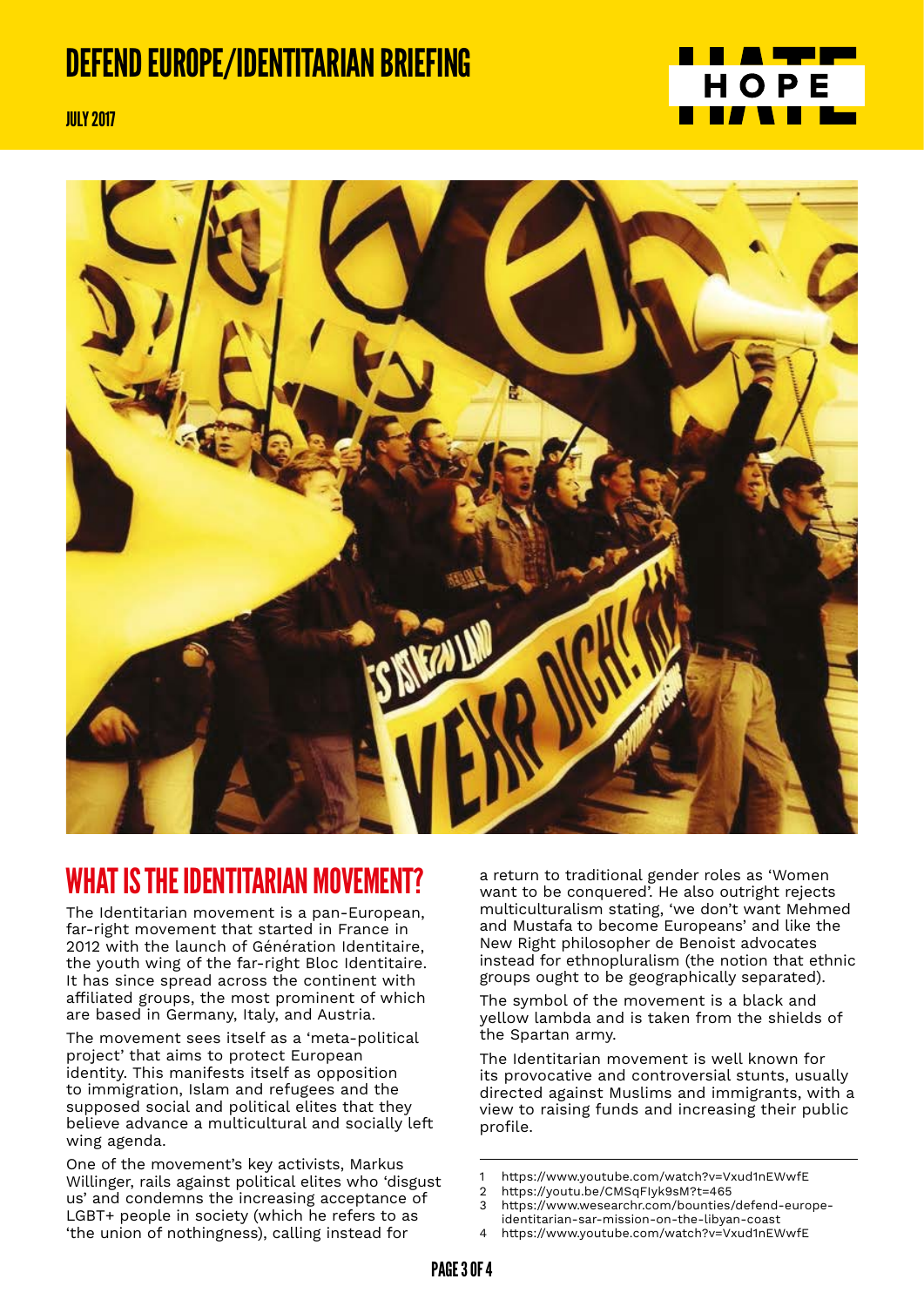# DEFEND EUROPE/IDENTITARIAN BRIEFING

JULY 2017

## WHAT IS THE IDENTITARIAN MOVEMENT?

The Identitarian movement is a pan-European, far-right movement that started in France in 2012 with the launch of Génération Identitaire, the youth wing of the far-right Bloc Identitaire. It has since spread across the continent with affiliated groups, the most prominent of which are based in Germany, Italy, and Austria.

The movement sees itself as a 'meta-political project' that aims to protect European identity. This manifests itself as opposition to immigration, Islam and refugees and the supposed social and political elites that they believe advance a multicultural and socially left wing agenda.

One of the movement's key activists, Markus Willinger, rails against political elites who 'disgust us' and condemns the increasing acceptance of LGBT+ people in society (which he refers to as 'the union of nothingness), calling instead for a return to traditional gender roles as 'Women want to be conquered'. He also outright rejects multiculturalism stating, 'we don't want Mehmed and Mustafa to become Europeans' and like the New Right philosopher de Benoist advocates instead for ethnopluralism (the notion that ethnic groups ought to be geographically separated).

The symbol of the movement is a black and yellow lambda and is taken from the shields of the Spartan army.

The Identitarian movement is well known for its provocative and controversial stunts, usually directed against Muslims and immigrants, with a view to raising funds and increasing their public profile.

---

1 https://www.youtube.com/watch?v=Vxud1nEWwfE
2 https://youtu.be/CMSqFIyk9sM?t=465
3 https://www.wesearchr.com/bounties/defend-europe-identitarian-sar-mission-on-the-libyan-coast
4 https://www.youtube.com/watch?v=Vxud1nEWwfE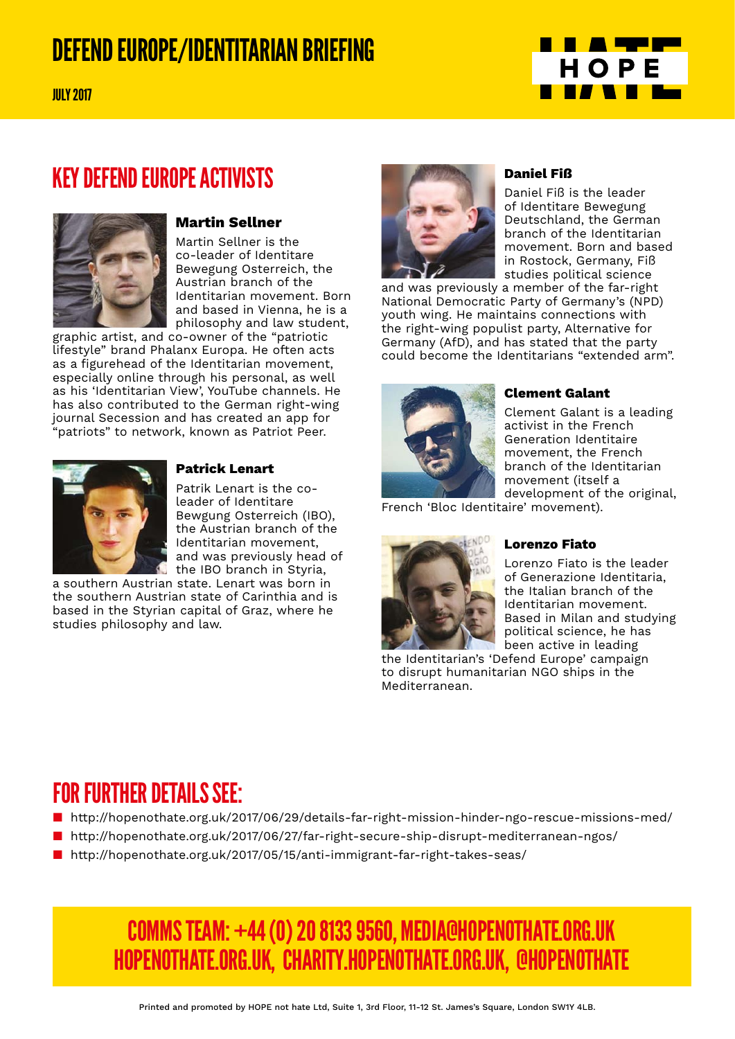# DEFEND EUROPE/IDENTITARIAN BRIEFING

JULY 2017

## KEY DEFEND EUROPE ACTIVISTS

### Martin Sellner

Martin Sellner is the co-leader of Identitare Bewegung Osterreich, the Austrian branch of the Identitarian movement. Born and based in Vienna, he is a philosophy and law student, graphic artist, and co-owner of the "patriotic lifestyle" brand Phalanx Europa. He often acts as a figurehead of the Identitarian movement, especially online through his personal, as well as his 'Identitarian View', YouTube channels. He has also contributed to the German right-wing journal Secession and has created an app for "patriots" to network, known as Patriot Peer.

### Patrick Lenart

Patrik Lenart is the co-leader of Identitare Bewgung Osterreich (IBO), the Austrian branch of the Identitarian movement, and was previously head of the IBO branch in Styria, a southern Austrian state. Lenart was born in the southern Austrian state of Carinthia and is based in the Styrian capital of Graz, where he studies philosophy and law.

### Daniel Fiß

Daniel Fiß is the leader of Identitare Bewegung Deutschland, the German branch of the Identitarian movement. Born and based in Rostock, Germany, Fiß studies political science and was previously a member of the far-right National Democratic Party of Germany's (NPD) youth wing. He maintains connections with the right-wing populist party, Alternative for Germany (AfD), and has stated that the party could become the Identitarians "extended arm".

### Clement Galant

Clement Galant is a leading activist in the French Generation Identitaire movement, the French branch of the Identitarian movement (itself a development of the original, French 'Bloc Identitaire' movement).

### Lorenzo Fiato

Lorenzo Fiato is the leader of Generazione Identitaria, the Italian branch of the Identitarian movement. Based in Milan and studying political science, he has been active in leading the Identitarian's 'Defend Europe' campaign to disrupt humanitarian NGO ships in the Mediterranean.

## FOR FURTHER DETAILS SEE:

- http://hopenothate.org.uk/2017/06/29/details-far-right-mission-hinder-ngo-rescue-missions-med/
- http://hopenothate.org.uk/2017/06/27/far-right-secure-ship-disrupt-mediterranean-ngos/
- http://hopenothate.org.uk/2017/05/15/anti-immigrant-far-right-takes-seas/

**COMMS TEAM: +44 (0) 20 8133 9560, MEDIA@HOPENOTHATE.ORG.UK**
**HOPENOTHATE.ORG.UK, CHARITY.HOPENOTHATE.ORG.UK, @HOPENOTHATE**

Printed and promoted by HOPE not hate Ltd, Suite 1, 3rd Floor, 11-12 St. James's Square, London SW1Y 4LB.